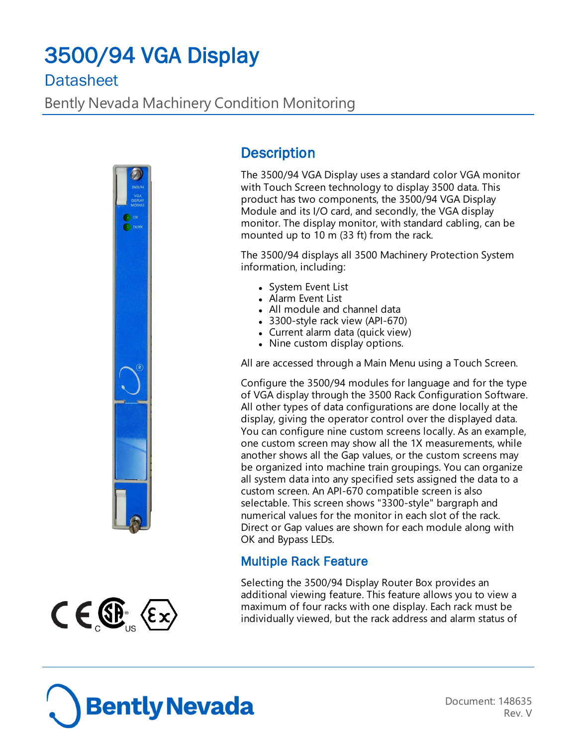# 3500/94 VGA Display

## Datasheet

Bently Nevada Machinery Condition Monitoring

## Description

The 3500/94 VGA Display uses a standard color VGA monitor with Touch Screen technology to display 3500 data. This product has two components, the 3500/94 VGA Display Module and its I/O card, and secondly, the VGA display monitor. The display monitor, with standard cabling, can be mounted up to 10 m (33 ft) from the rack.

The 3500/94 displays all 3500 Machinery Protection System information, including:

- System Event List
- Alarm Event List
- All module and channel data
- 3300-style rack view (API-670)
- Current alarm data (quick view)
- Nine custom display options.

All are accessed through a Main Menu using a Touch Screen.

Configure the 3500/94 modules for language and for the type of VGA display through the 3500 Rack Configuration Software. All other types of data configurations are done locally at the display, giving the operator control over the displayed data. You can configure nine custom screens locally. As an example, one custom screen may show all the 1X measurements, while another shows all the Gap values, or the custom screens may be organized into machine train groupings. You can organize all system data into any specified sets assigned the data to a custom screen. An API-670 compatible screen is also selectable. This screen shows "3300-style" bargraph and numerical values for the monitor in each slot of the rack. Direct or Gap values are shown for each module along with OK and Bypass LEDs.

## Multiple Rack Feature

Selecting the 3500/94 Display Router Box provides an additional viewing feature. This feature allows you to view a maximum of four racks with one display. Each rack must be individually viewed, but the rack address and alarm status of

Document: 148635
Rev. V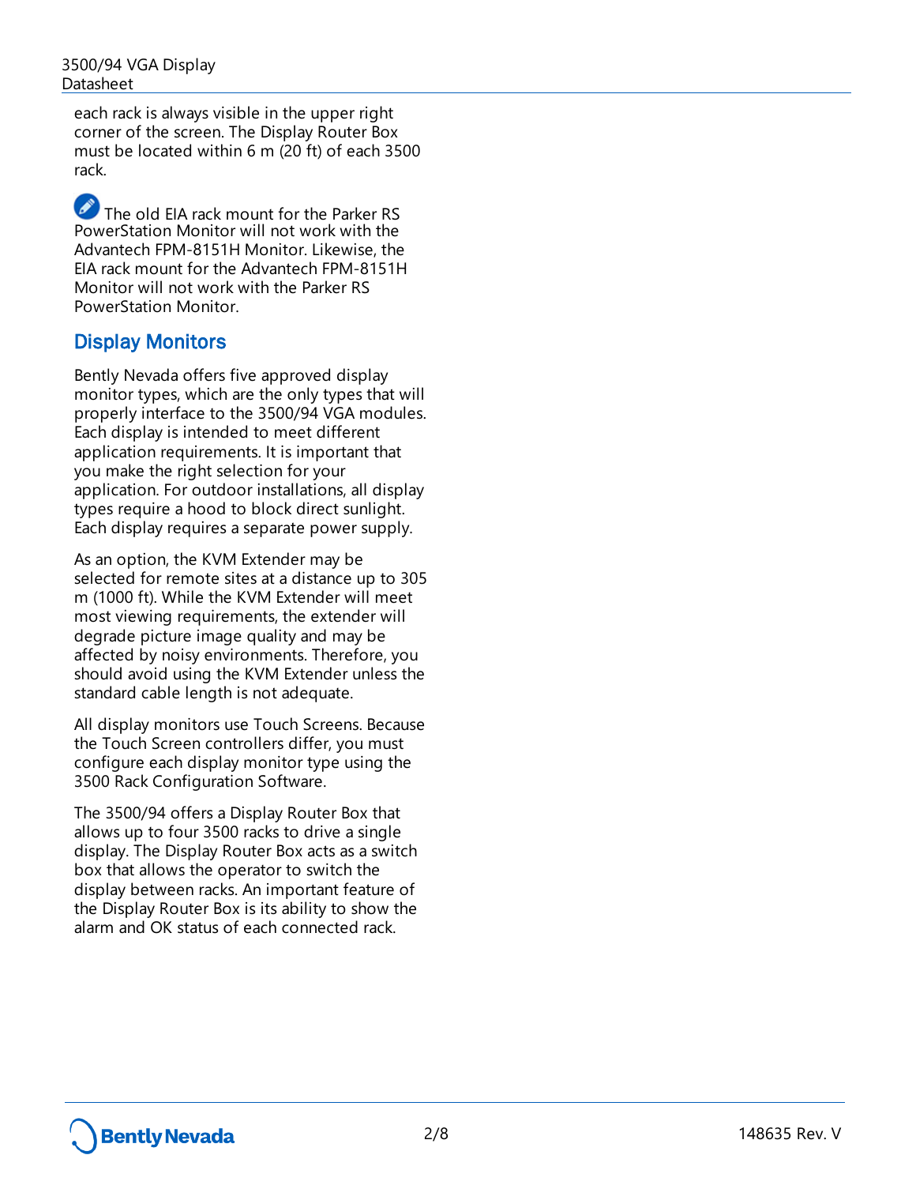each rack is always visible in the upper right corner of the screen. The Display Router Box must be located within 6 m (20 ft) of each 3500 rack.

The old EIA rack mount for the Parker RS PowerStation Monitor will not work with the Advantech FPM-8151H Monitor. Likewise, the EIA rack mount for the Advantech FPM-8151H Monitor will not work with the Parker RS PowerStation Monitor.

## Display Monitors

Bently Nevada offers five approved display monitor types, which are the only types that will properly interface to the 3500/94 VGA modules. Each display is intended to meet different application requirements. It is important that you make the right selection for your application. For outdoor installations, all display types require a hood to block direct sunlight. Each display requires a separate power supply.

As an option, the KVM Extender may be selected for remote sites at a distance up to 305 m (1000 ft). While the KVM Extender will meet most viewing requirements, the extender will degrade picture image quality and may be affected by noisy environments. Therefore, you should avoid using the KVM Extender unless the standard cable length is not adequate.

All display monitors use Touch Screens. Because the Touch Screen controllers differ, you must configure each display monitor type using the 3500 Rack Configuration Software.

The 3500/94 offers a Display Router Box that allows up to four 3500 racks to drive a single display. The Display Router Box acts as a switch box that allows the operator to switch the display between racks. An important feature of the Display Router Box is its ability to show the alarm and OK status of each connected rack.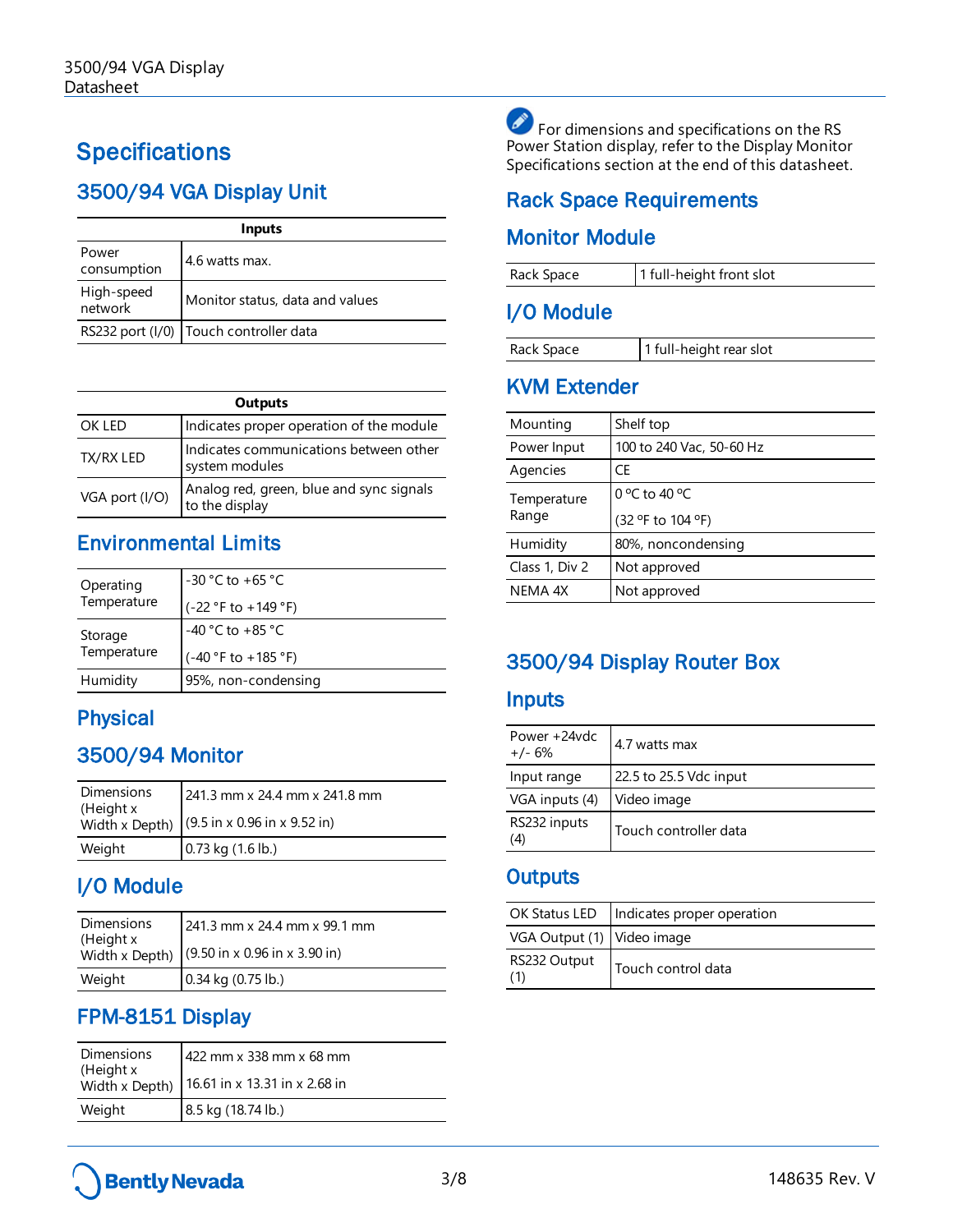# Specifications

## 3500/94 VGA Display Unit

| Inputs | |
|---|---|
| Power consumption | 4.6 watts max. |
| High-speed network | Monitor status, data and values |
| RS232 port (I/O) | Touch controller data |

| Outputs | |
|---|---|
| OK LED | Indicates proper operation of the module |
| TX/RX LED | Indicates communications between other system modules |
| VGA port (I/O) | Analog red, green, blue and sync signals to the display |

## Environmental Limits

| | |
|---|---|
| Operating Temperature | -30 °C to +65 °C<br>(-22 °F to +149 °F) |
| Storage Temperature | -40 °C to +85 °C<br>(-40 °F to +185 °F) |
| Humidity | 95%, non-condensing |

## Physical

### 3500/94 Monitor

| | |
|---|---|
| Dimensions (Height x Width x Depth) | 241.3 mm x 24.4 mm x 241.8 mm<br>(9.5 in x 0.96 in x 9.52 in) |
| Weight | 0.73 kg (1.6 lb.) |

### I/O Module

| | |
|---|---|
| Dimensions (Height x Width x Depth) | 241.3 mm x 24.4 mm x 99.1 mm<br>(9.50 in x 0.96 in x 3.90 in) |
| Weight | 0.34 kg (0.75 lb.) |

### FPM-8151 Display

| | |
|---|---|
| Dimensions (Height x Width x Depth) | 422 mm x 338 mm x 68 mm<br>16.61 in x 13.31 in x 2.68 in |
| Weight | 8.5 kg (18.74 lb.) |

For dimensions and specifications on the RS Power Station display, refer to the Display Monitor Specifications section at the end of this datasheet.

## Rack Space Requirements

### Monitor Module

| | |
|---|---|
| Rack Space | 1 full-height front slot |

### I/O Module

| | |
|---|---|
| Rack Space | 1 full-height rear slot |

### KVM Extender

| | |
|---|---|
| Mounting | Shelf top |
| Power Input | 100 to 240 Vac, 50-60 Hz |
| Agencies | CE |
| Temperature Range | 0 °C to 40 °C<br>(32 °F to 104 °F) |
| Humidity | 80%, noncondensing |
| Class 1, Div 2 | Not approved |
| NEMA 4X | Not approved |

## 3500/94 Display Router Box

### Inputs

| | |
|---|---|
| Power +24vdc +/- 6% | 4.7 watts max |
| Input range | 22.5 to 25.5 Vdc input |
| VGA inputs (4) | Video image |
| RS232 inputs (4) | Touch controller data |

### Outputs

| | |
|---|---|
| OK Status LED | Indicates proper operation |
| VGA Output (1) | Video image |
| RS232 Output (1) | Touch control data |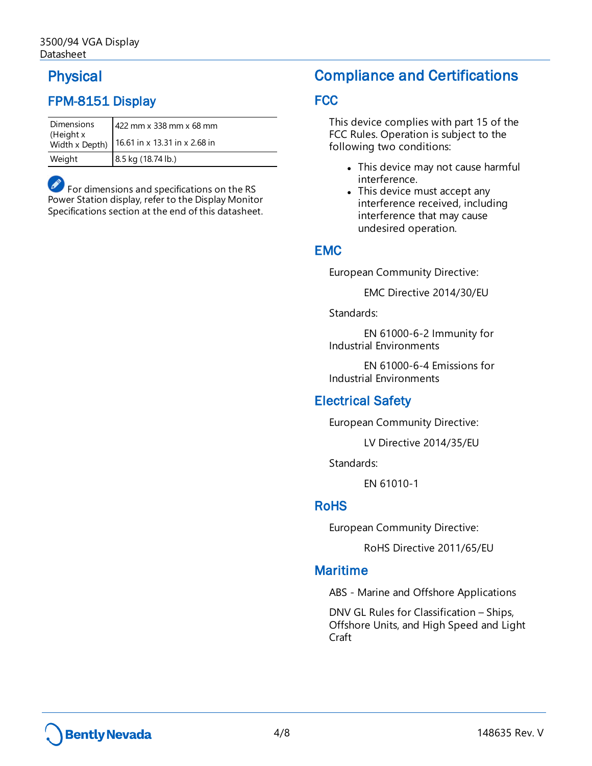# Physical

## FPM-8151 Display

| | |
|---|---|
| Dimensions (Height x Width x Depth) | 422 mm x 338 mm x 68 mm<br>16.61 in x 13.31 in x 2.68 in |
| Weight | 8.5 kg (18.74 lb.) |

For dimensions and specifications on the RS Power Station display, refer to the Display Monitor Specifications section at the end of this datasheet.

# Compliance and Certifications

## FCC

This device complies with part 15 of the FCC Rules. Operation is subject to the following two conditions:

- This device may not cause harmful interference.
- This device must accept any interference received, including interference that may cause undesired operation.

## EMC

European Community Directive:

EMC Directive 2014/30/EU

Standards:

EN 61000-6-2 Immunity for Industrial Environments

EN 61000-6-4 Emissions for Industrial Environments

## Electrical Safety

European Community Directive:

LV Directive 2014/35/EU

Standards:

EN 61010-1

## RoHS

European Community Directive:

RoHS Directive 2011/65/EU

## Maritime

ABS - Marine and Offshore Applications

DNV GL Rules for Classification – Ships, Offshore Units, and High Speed and Light Craft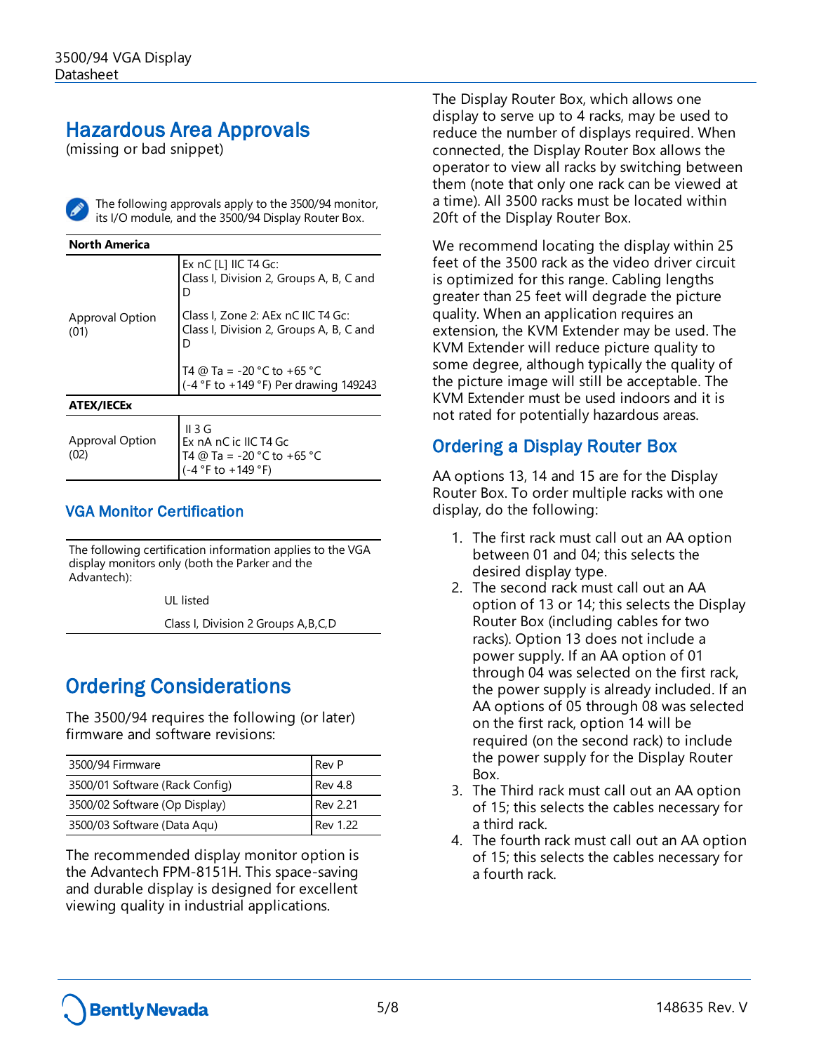## Hazardous Area Approvals

(missing or bad snippet)

The following approvals apply to the 3500/94 monitor, its I/O module, and the 3500/94 Display Router Box.

| **North America** | |
|---|---|
| Approval Option (01) | Ex nC [L] IIC T4 Gc: Class I, Division 2, Groups A, B, C and D<br><br>Class I, Zone 2: AEx nC IIC T4 Gc: Class I, Division 2, Groups A, B, C and D<br><br>T4 @ Ta = -20 °C to +65 °C (-4 °F to +149 °F) Per drawing 149243 |
| **ATEX/IECEx** | |
| Approval Option (02) | II 3 G<br>Ex nA nC ic IIC T4 Gc<br>T4 @ Ta = -20 °C to +65 °C<br>(-4 °F to +149 °F) |

### VGA Monitor Certification

The following certification information applies to the VGA display monitors only (both the Parker and the Advantech):

UL listed

Class I, Division 2 Groups A,B,C,D

## Ordering Considerations

The 3500/94 requires the following (or later) firmware and software revisions:

| 3500/94 Firmware | Rev P |
|---|---|
| 3500/01 Software (Rack Config) | Rev 4.8 |
| 3500/02 Software (Op Display) | Rev 2.21 |
| 3500/03 Software (Data Aqu) | Rev 1.22 |

The recommended display monitor option is the Advantech FPM-8151H. This space-saving and durable display is designed for excellent viewing quality in industrial applications.

The Display Router Box, which allows one display to serve up to 4 racks, may be used to reduce the number of displays required. When connected, the Display Router Box allows the operator to view all racks by switching between them (note that only one rack can be viewed at a time). All 3500 racks must be located within 20ft of the Display Router Box.

We recommend locating the display within 25 feet of the 3500 rack as the video driver circuit is optimized for this range. Cabling lengths greater than 25 feet will degrade the picture quality. When an application requires an extension, the KVM Extender may be used. The KVM Extender will reduce picture quality to some degree, although typically the quality of the picture image will still be acceptable. The KVM Extender must be used indoors and it is not rated for potentially hazardous areas.

## Ordering a Display Router Box

AA options 13, 14 and 15 are for the Display Router Box. To order multiple racks with one display, do the following:

1. The first rack must call out an AA option between 01 and 04; this selects the desired display type.
2. The second rack must call out an AA option of 13 or 14; this selects the Display Router Box (including cables for two racks). Option 13 does not include a power supply. If an AA option of 01 through 04 was selected on the first rack, the power supply is already included. If an AA options of 05 through 08 was selected on the first rack, option 14 will be required (on the second rack) to include the power supply for the Display Router Box.
3. The Third rack must call out an AA option of 15; this selects the cables necessary for a third rack.
4. The fourth rack must call out an AA option of 15; this selects the cables necessary for a fourth rack.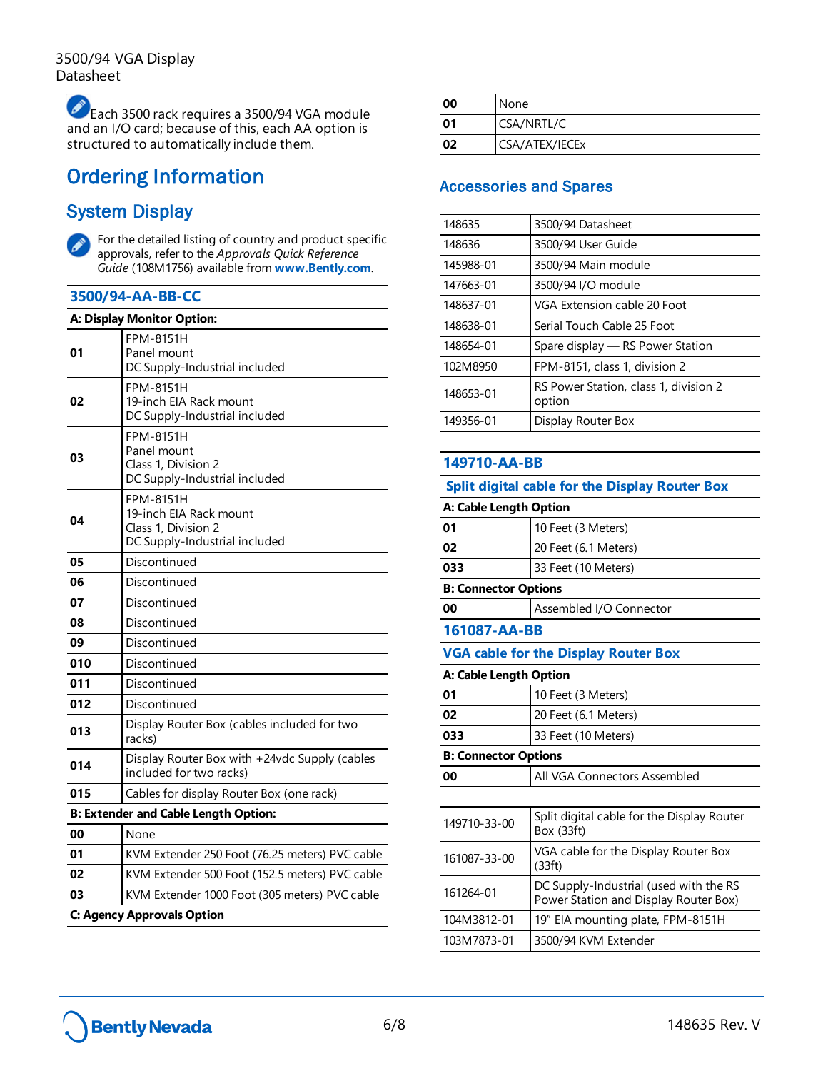Each 3500 rack requires a 3500/94 VGA module and an I/O card; because of this, each AA option is structured to automatically include them.

# Ordering Information

## System Display

For the detailed listing of country and product specific approvals, refer to the *Approvals Quick Reference Guide* (108M1756) available from **www.Bently.com**.

### 3500/94-AA-BB-CC

| **A: Display Monitor Option:** | |
|---|---|
| **01** | FPM-8151H<br>Panel mount<br>DC Supply-Industrial included |
| **02** | FPM-8151H<br>19-inch EIA Rack mount<br>DC Supply-Industrial included |
| **03** | FPM-8151H<br>Panel mount<br>Class 1, Division 2<br>DC Supply-Industrial included |
| **04** | FPM-8151H<br>19-inch EIA Rack mount<br>Class 1, Division 2<br>DC Supply-Industrial included |
| **05** | Discontinued |
| **06** | Discontinued |
| **07** | Discontinued |
| **08** | Discontinued |
| **09** | Discontinued |
| **010** | Discontinued |
| **011** | Discontinued |
| **012** | Discontinued |
| **013** | Display Router Box (cables included for two racks) |
| **014** | Display Router Box with +24vdc Supply (cables included for two racks) |
| **015** | Cables for display Router Box (one rack) |
| **B: Extender and Cable Length Option:** | |
| **00** | None |
| **01** | KVM Extender 250 Foot (76.25 meters) PVC cable |
| **02** | KVM Extender 500 Foot (152.5 meters) PVC cable |
| **03** | KVM Extender 1000 Foot (305 meters) PVC cable |
| **C: Agency Approvals Option** | |
| **00** | None |
| **01** | CSA/NRTL/C |
| **02** | CSA/ATEX/IECEx |

## Accessories and Spares

| | |
|---|---|
| 148635 | 3500/94 Datasheet |
| 148636 | 3500/94 User Guide |
| 145988-01 | 3500/94 Main module |
| 147663-01 | 3500/94 I/O module |
| 148637-01 | VGA Extension cable 20 Foot |
| 148638-01 | Serial Touch Cable 25 Foot |
| 148654-01 | Spare display — RS Power Station |
| 102M8950 | FPM-8151, class 1, division 2 |
| 148653-01 | RS Power Station, class 1, division 2 option |
| 149356-01 | Display Router Box |

### 149710-AA-BB

#### Split digital cable for the Display Router Box

| **A: Cable Length Option** | |
|---|---|
| **01** | 10 Feet (3 Meters) |
| **02** | 20 Feet (6.1 Meters) |
| **033** | 33 Feet (10 Meters) |
| **B: Connector Options** | |
| **00** | Assembled I/O Connector |

### 161087-AA-BB

#### VGA cable for the Display Router Box

| **A: Cable Length Option** | |
|---|---|
| **01** | 10 Feet (3 Meters) |
| **02** | 20 Feet (6.1 Meters) |
| **033** | 33 Feet (10 Meters) |
| **B: Connector Options** | |
| **00** | All VGA Connectors Assembled |

| | |
|---|---|
| 149710-33-00 | Split digital cable for the Display Router Box (33ft) |
| 161087-33-00 | VGA cable for the Display Router Box (33ft) |
| 161264-01 | DC Supply-Industrial (used with the RS Power Station and Display Router Box) |
| 104M3812-01 | 19" EIA mounting plate, FPM-8151H |
| 103M7873-01 | 3500/94 KVM Extender |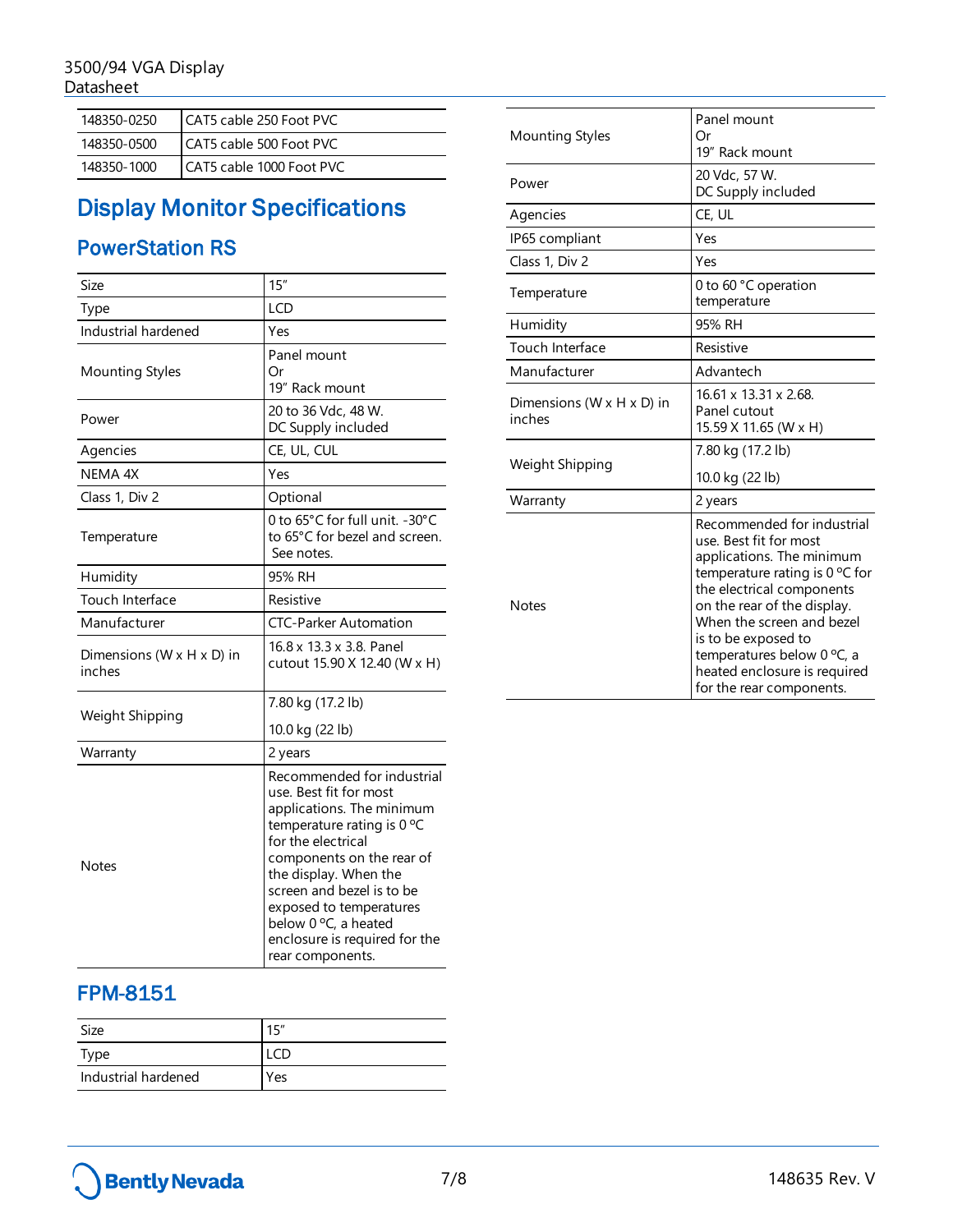| | |
|---|---|
| 148350-0250 | CAT5 cable 250 Foot PVC |
| 148350-0500 | CAT5 cable 500 Foot PVC |
| 148350-1000 | CAT5 cable 1000 Foot PVC |

## Display Monitor Specifications

### PowerStation RS

| | |
|---|---|
| Size | 15" |
| Type | LCD |
| Industrial hardened | Yes |
| Mounting Styles | Panel mount<br>Or<br>19" Rack mount |
| Power | 20 to 36 Vdc, 48 W.<br>DC Supply included |
| Agencies | CE, UL, CUL |
| NEMA 4X | Yes |
| Class 1, Div 2 | Optional |
| Temperature | 0 to 65°C for full unit. -30°C to 65°C for bezel and screen. See notes. |
| Humidity | 95% RH |
| Touch Interface | Resistive |
| Manufacturer | CTC-Parker Automation |
| Dimensions (W x H x D) in inches | 16.8 x 13.3 x 3.8. Panel cutout 15.90 X 12.40 (W x H) |
| Weight Shipping | 7.80 kg (17.2 lb)<br>10.0 kg (22 lb) |
| Warranty | 2 years |
| Notes | Recommended for industrial use. Best fit for most applications. The minimum temperature rating is 0 °C for the electrical components on the rear of the display. When the screen and bezel is to be exposed to temperatures below 0 °C, a heated enclosure is required for the rear components. |

### FPM-8151

| | |
|---|---|
| Size | 15" |
| Type | LCD |
| Industrial hardened | Yes |
| Mounting Styles | Panel mount<br>Or<br>19" Rack mount |
| Power | 20 Vdc, 57 W.<br>DC Supply included |
| Agencies | CE, UL |
| IP65 compliant | Yes |
| Class 1, Div 2 | Yes |
| Temperature | 0 to 60 °C operation temperature |
| Humidity | 95% RH |
| Touch Interface | Resistive |
| Manufacturer | Advantech |
| Dimensions (W x H x D) in inches | 16.61 x 13.31 x 2.68.<br>Panel cutout<br>15.59 X 11.65 (W x H) |
| Weight Shipping | 7.80 kg (17.2 lb)<br>10.0 kg (22 lb) |
| Warranty | 2 years |
| Notes | Recommended for industrial use. Best fit for most applications. The minimum temperature rating is 0 °C for the electrical components on the rear of the display. When the screen and bezel is to be exposed to temperatures below 0 °C, a heated enclosure is required for the rear components. |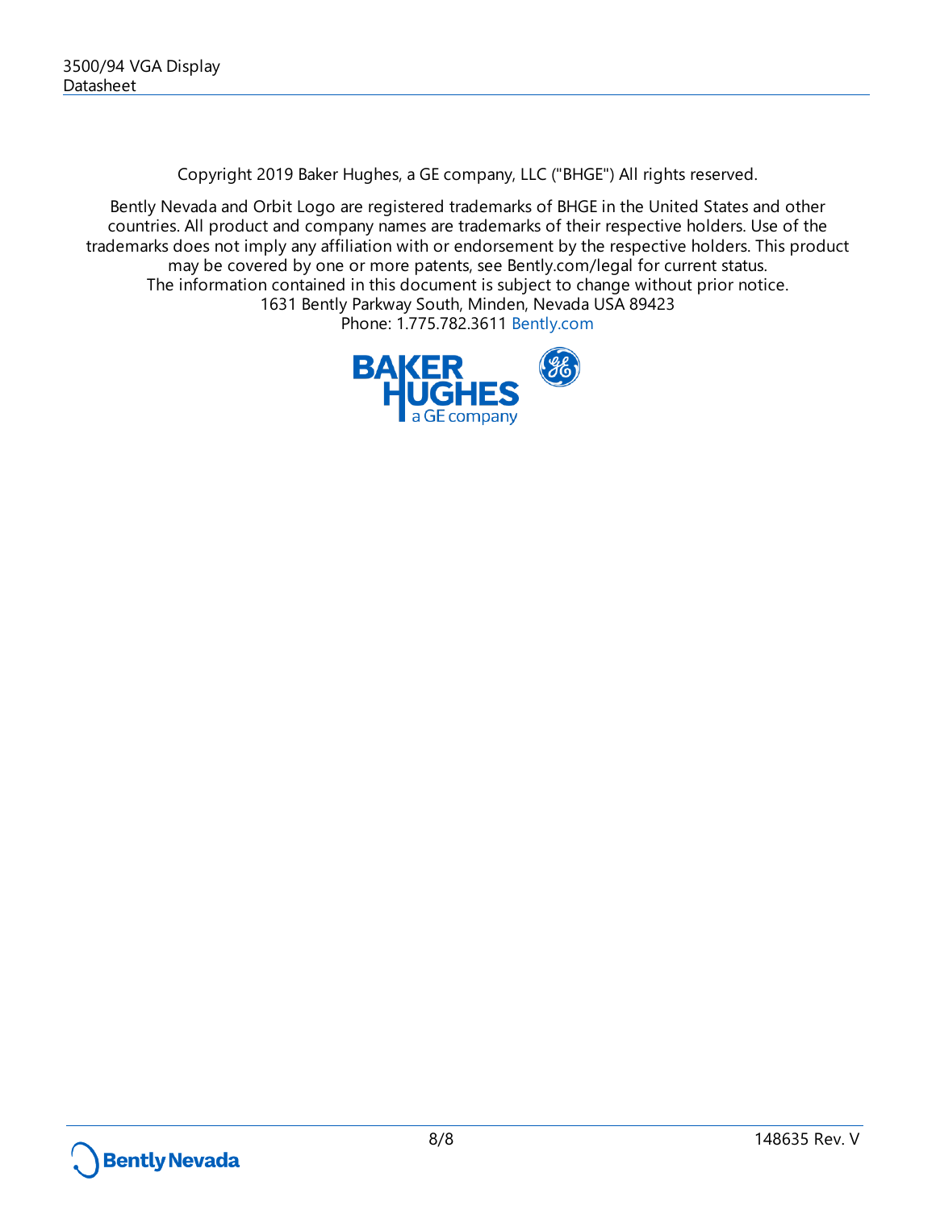Copyright 2019 Baker Hughes, a GE company, LLC ("BHGE") All rights reserved.

Bently Nevada and Orbit Logo are registered trademarks of BHGE in the United States and other countries. All product and company names are trademarks of their respective holders. Use of the trademarks does not imply any affiliation with or endorsement by the respective holders. This product may be covered by one or more patents, see Bently.com/legal for current status.
The information contained in this document is subject to change without prior notice.
1631 Bently Parkway South, Minden, Nevada USA 89423
Phone: 1.775.782.3611 Bently.com